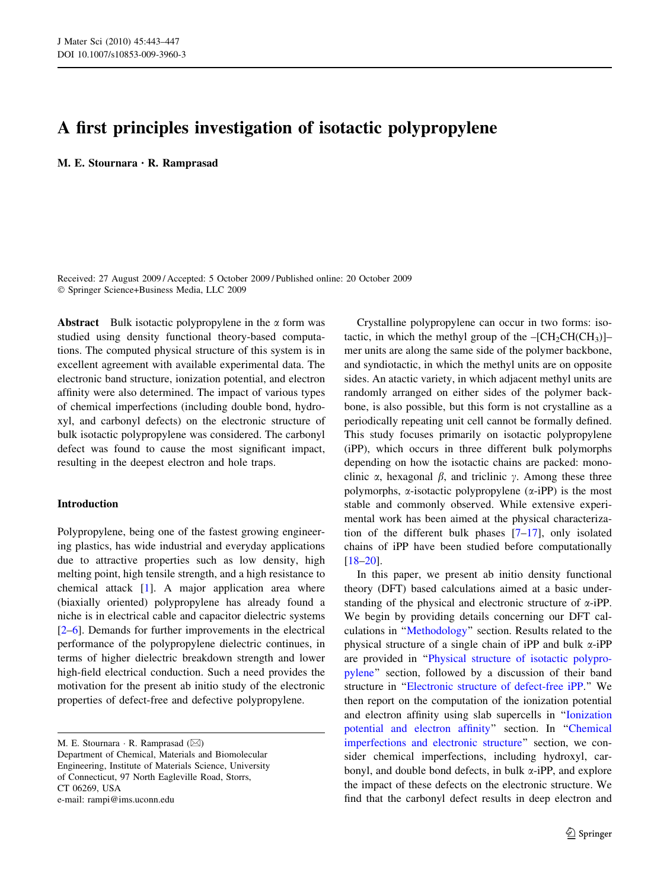# A first principles investigation of isotactic polypropylene

**M. E. Stournara · R. Ramprasad**

Received: 27 August 2009 / Accepted: 5 October 2009 / Published online: 20 October 2009
© Springer Science+Business Media, LLC 2009

**Abstract** Bulk isotactic polypropylene in the α form was studied using density functional theory-based computations. The computed physical structure of this system is in excellent agreement with available experimental data. The electronic band structure, ionization potential, and electron affinity were also determined. The impact of various types of chemical imperfections (including double bond, hydroxyl, and carbonyl defects) on the electronic structure of bulk isotactic polypropylene was considered. The carbonyl defect was found to cause the most significant impact, resulting in the deepest electron and hole traps.

## Introduction

Polypropylene, being one of the fastest growing engineering plastics, has wide industrial and everyday applications due to attractive properties such as low density, high melting point, high tensile strength, and a high resistance to chemical attack [1]. A major application area where (biaxially oriented) polypropylene has already found a niche is in electrical cable and capacitor dielectric systems [2–6]. Demands for further improvements in the electrical performance of the polypropylene dielectric continues, in terms of higher dielectric breakdown strength and lower high-field electrical conduction. Such a need provides the motivation for the present ab initio study of the electronic properties of defect-free and defective polypropylene.

Crystalline polypropylene can occur in two forms: isotactic, in which the methyl group of the –[$CH_2CH(CH_3)$]– mer units are along the same side of the polymer backbone, and syndiotactic, in which the methyl units are on opposite sides. An atactic variety, in which adjacent methyl units are randomly arranged on either sides of the polymer backbone, is also possible, but this form is not crystalline as a periodically repeating unit cell cannot be formally defined. This study focuses primarily on isotactic polypropylene (iPP), which occurs in three different bulk polymorphs depending on how the isotactic chains are packed: monoclinic α, hexagonal β, and triclinic γ. Among these three polymorphs, α-isotactic polypropylene (α-iPP) is the most stable and commonly observed. While extensive experimental work has been aimed at the physical characterization of the different bulk phases [7–17], only isolated chains of iPP have been studied before computationally [18–20].

In this paper, we present ab initio density functional theory (DFT) based calculations aimed at a basic understanding of the physical and electronic structure of α-iPP. We begin by providing details concerning our DFT calculations in "Methodology" section. Results related to the physical structure of a single chain of iPP and bulk α-iPP are provided in "Physical structure of isotactic polypropylene" section, followed by a discussion of their band structure in "Electronic structure of defect-free iPP." We then report on the computation of the ionization potential and electron affinity using slab supercells in "Ionization potential and electron affinity" section. In "Chemical imperfections and electronic structure" section, we consider chemical imperfections, including hydroxyl, carbonyl, and double bond defects, in bulk α-iPP, and explore the impact of these defects on the electronic structure. We find that the carbonyl defect results in deep electron and

M. E. Stournara · R. Ramprasad (✉)
Department of Chemical, Materials and Biomolecular Engineering, Institute of Materials Science, University of Connecticut, 97 North Eagleville Road, Storrs, CT 06269, USA
e-mail: rampi@ims.uconn.edu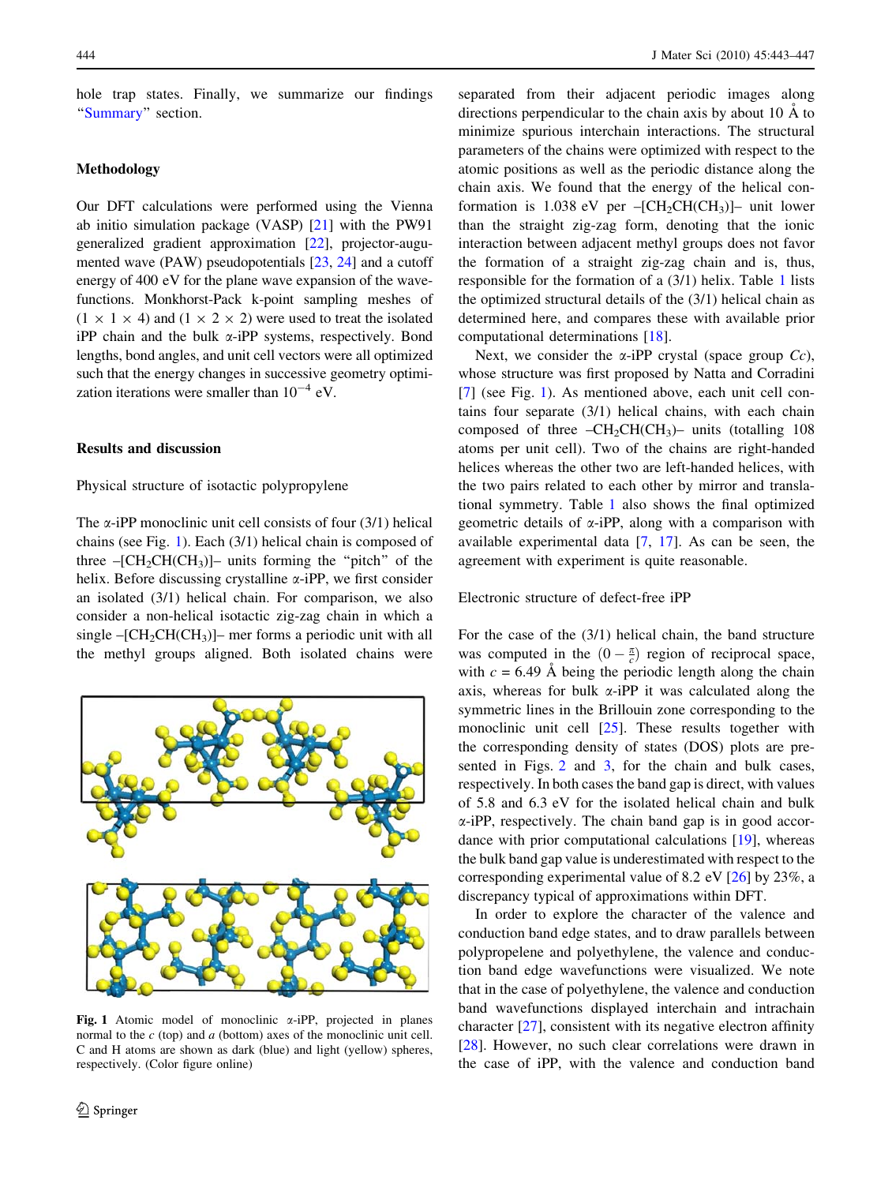hole trap states. Finally, we summarize our findings "Summary" section.

## Methodology

Our DFT calculations were performed using the Vienna ab initio simulation package (VASP) [21] with the PW91 generalized gradient approximation [22], projector-augmented wave (PAW) pseudopotentials [23, 24] and a cutoff energy of 400 eV for the plane wave expansion of the wavefunctions. Monkhorst-Pack k-point sampling meshes of ($1 \times 1 \times 4$) and ($1 \times 2 \times 2$) were used to treat the isolated iPP chain and the bulk α-iPP systems, respectively. Bond lengths, bond angles, and unit cell vectors were all optimized such that the energy changes in successive geometry optimization iterations were smaller than $10^{-4}$ eV.

## Results and discussion

### Physical structure of isotactic polypropylene

The α-iPP monoclinic unit cell consists of four (3/1) helical chains (see Fig. 1). Each (3/1) helical chain is composed of three $–[CH_2CH(CH_3)]–$ units forming the "pitch" of the helix. Before discussing crystalline α-iPP, we first consider an isolated (3/1) helical chain. For comparison, we also consider a non-helical isotactic zig-zag chain in which a single $–[CH_2CH(CH_3)]–$ mer forms a periodic unit with all the methyl groups aligned. Both isolated chains were separated from their adjacent periodic images along directions perpendicular to the chain axis by about 10 Å to minimize spurious interchain interactions. The structural parameters of the chains were optimized with respect to the atomic positions as well as the periodic distance along the chain axis. We found that the energy of the helical conformation is 1.038 eV per $–[CH_2CH(CH_3)]–$ unit lower than the straight zig-zag form, denoting that the ionic interaction between adjacent methyl groups does not favor the formation of a straight zig-zag chain and is, thus, responsible for the formation of a (3/1) helix. Table 1 lists the optimized structural details of the (3/1) helical chain as determined here, and compares these with available prior computational determinations [18].

Fig. 1 Atomic model of monoclinic α-iPP, projected in planes normal to the *c* (top) and *a* (bottom) axes of the monoclinic unit cell. C and H atoms are shown as dark (blue) and light (yellow) spheres, respectively. (Color figure online)

Next, we consider the α-iPP crystal (space group *Cc*), whose structure was first proposed by Natta and Corradini [7] (see Fig. 1). As mentioned above, each unit cell contains four separate (3/1) helical chains, with each chain composed of three $–CH_2CH(CH_3)–$ units (totalling 108 atoms per unit cell). Two of the chains are right-handed helices whereas the other two are left-handed helices, with the two pairs related to each other by mirror and translational symmetry. Table 1 also shows the final optimized geometric details of α-iPP, along with a comparison with available experimental data [7, 17]. As can be seen, the agreement with experiment is quite reasonable.

### Electronic structure of defect-free iPP

For the case of the (3/1) helical chain, the band structure was computed in the $(0 - \frac{\pi}{c})$ region of reciprocal space, with $c = 6.49$ Å being the periodic length along the chain axis, whereas for bulk α-iPP it was calculated along the symmetric lines in the Brillouin zone corresponding to the monoclinic unit cell [25]. These results together with the corresponding density of states (DOS) plots are presented in Figs. 2 and 3, for the chain and bulk cases, respectively. In both cases the band gap is direct, with values of 5.8 and 6.3 eV for the isolated helical chain and bulk α-iPP, respectively. The chain band gap is in good accordance with prior computational calculations [19], whereas the bulk band gap value is underestimated with respect to the corresponding experimental value of 8.2 eV [26] by 23%, a discrepancy typical of approximations within DFT.

In order to explore the character of the valence and conduction band edge states, and to draw parallels between polypropelene and polyethylene, the valence and conduction band edge wavefunctions were visualized. We note that in the case of polyethylene, the valence and conduction band wavefunctions displayed interchain and intrachain character [27], consistent with its negative electron affinity [28]. However, no such clear correlations were drawn in the case of iPP, with the valence and conduction band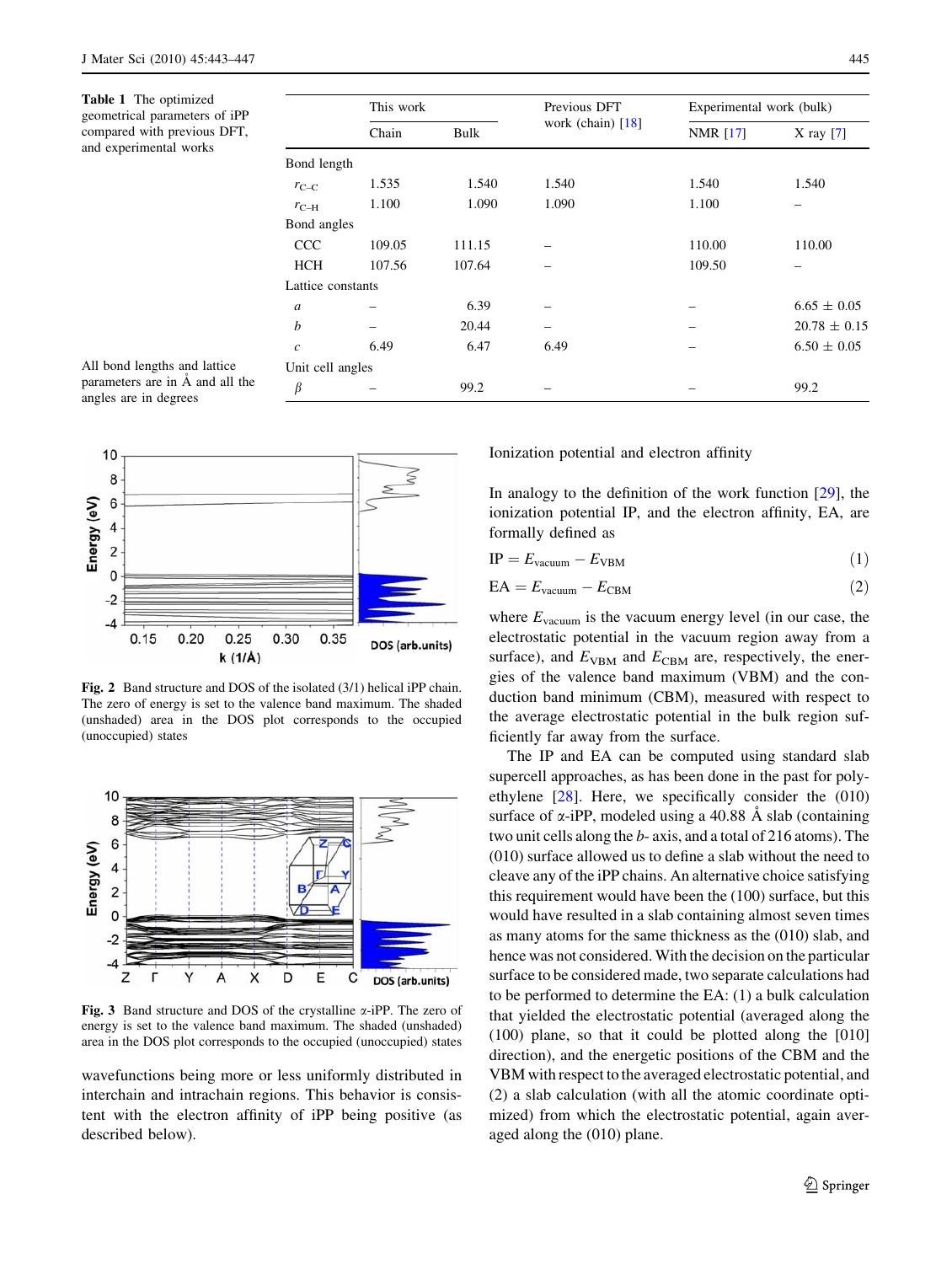**Table 1** The optimized geometrical parameters of iPP compared with previous DFT, and experimental works

| | This work | | Previous DFT work (chain) [18] | Experimental work (bulk) | |
|---|---|---|---|---|---|
| | Chain | Bulk | | NMR [17] | X ray [7] |
| Bond length | | | | | |
| $r_{C-C}$ | 1.535 | 1.540 | 1.540 | 1.540 | 1.540 |
| $r_{C-H}$ | 1.100 | 1.090 | 1.090 | 1.100 | – |
| Bond angles | | | | | |
| CCC | 109.05 | 111.15 | – | 110.00 | 110.00 |
| HCH | 107.56 | 107.64 | – | 109.50 | – |
| Lattice constants | | | | | |
| $a$ | – | 6.39 | – | – | 6.65 ± 0.05 |
| $b$ | – | 20.44 | – | – | 20.78 ± 0.15 |
| $c$ | 6.49 | 6.47 | 6.49 | – | 6.50 ± 0.05 |
| Unit cell angles | | | | | |
| $\beta$ | – | 99.2 | – | – | 99.2 |

All bond lengths and lattice parameters are in Å and all the angles are in degrees

**Fig. 2** Band structure and DOS of the isolated (3/1) helical iPP chain. The zero of energy is set to the valence band maximum. The shaded (unshaded) area in the DOS plot corresponds to the occupied (unoccupied) states

**Fig. 3** Band structure and DOS of the crystalline α-iPP. The zero of energy is set to the valence band maximum. The shaded (unshaded) area in the DOS plot corresponds to the occupied (unoccupied) states

wavefunctions being more or less uniformly distributed in interchain and intrachain regions. This behavior is consistent with the electron affinity of iPP being positive (as described below).

## Ionization potential and electron affinity

In analogy to the definition of the work function [29], the ionization potential IP, and the electron affinity, EA, are formally defined as

$$\mathrm{IP} = E_{\mathrm{vacuum}} - E_{\mathrm{VBM}} \tag{1}$$

$$\mathrm{EA} = E_{\mathrm{vacuum}} - E_{\mathrm{CBM}} \tag{2}$$

where $E_{\mathrm{vacuum}}$ is the vacuum energy level (in our case, the electrostatic potential in the vacuum region away from a surface), and $E_{\mathrm{VBM}}$ and $E_{\mathrm{CBM}}$ are, respectively, the energies of the valence band maximum (VBM) and the conduction band minimum (CBM), measured with respect to the average electrostatic potential in the bulk region sufficiently far away from the surface.

The IP and EA can be computed using standard slab supercell approaches, as has been done in the past for polyethylene [28]. Here, we specifically consider the (010) surface of α-iPP, modeled using a 40.88 Å slab (containing two unit cells along the $b$- axis, and a total of 216 atoms). The (010) surface allowed us to define a slab without the need to cleave any of the iPP chains. An alternative choice satisfying this requirement would have been the (100) surface, but this would have resulted in a slab containing almost seven times as many atoms for the same thickness as the (010) slab, and hence was not considered. With the decision on the particular surface to be considered made, two separate calculations had to be performed to determine the EA: (1) a bulk calculation that yielded the electrostatic potential (averaged along the (100) plane, so that it could be plotted along the [010] direction), and the energetic positions of the CBM and the VBM with respect to the averaged electrostatic potential, and (2) a slab calculation (with all the atomic coordinate optimized) from which the electrostatic potential, again averaged along the (010) plane.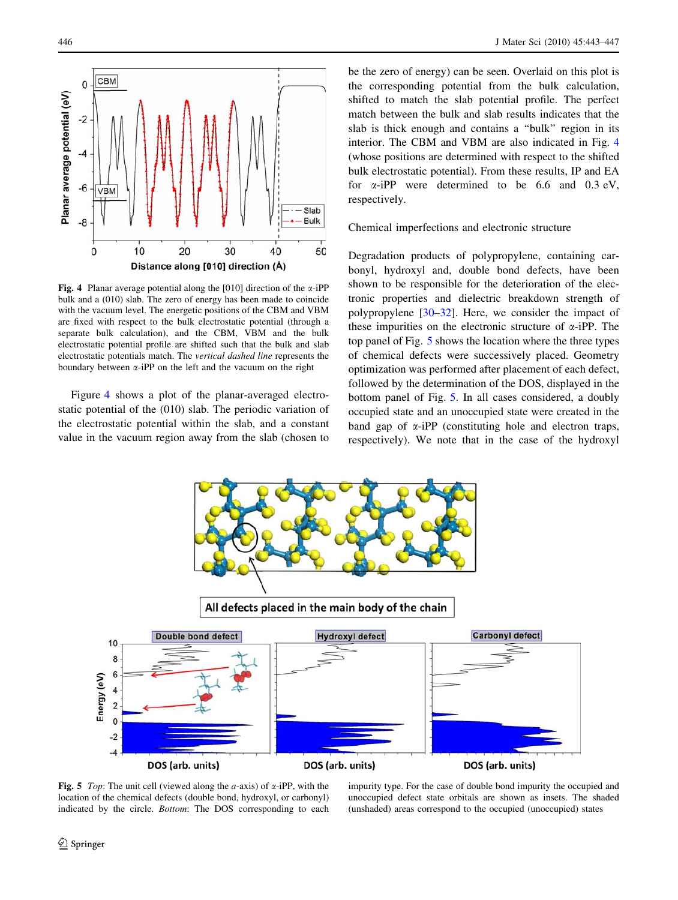Fig. 4 Planar average potential along the [010] direction of the α-iPP bulk and a (010) slab. The zero of energy has been made to coincide with the vacuum level. The energetic positions of the CBM and VBM are fixed with respect to the bulk electrostatic potential (through a separate bulk calculation), and the CBM, VBM and the bulk electrostatic potential profile are shifted such that the bulk and slab electrostatic potentials match. The *vertical dashed line* represents the boundary between α-iPP on the left and the vacuum on the right

Figure 4 shows a plot of the planar-averaged electrostatic potential of the (010) slab. The periodic variation of the electrostatic potential within the slab, and a constant value in the vacuum region away from the slab (chosen to be the zero of energy) can be seen. Overlaid on this plot is the corresponding potential from the bulk calculation, shifted to match the slab potential profile. The perfect match between the bulk and slab results indicates that the slab is thick enough and contains a "bulk" region in its interior. The CBM and VBM are also indicated in Fig. 4 (whose positions are determined with respect to the shifted bulk electrostatic potential). From these results, IP and EA for α-iPP were determined to be 6.6 and 0.3 eV, respectively.

## Chemical imperfections and electronic structure

Degradation products of polypropylene, containing carbonyl, hydroxyl and, double bond defects, have been shown to be responsible for the deterioration of the electronic properties and dielectric breakdown strength of polypropylene [30–32]. Here, we consider the impact of these impurities on the electronic structure of α-iPP. The top panel of Fig. 5 shows the location where the three types of chemical defects were successively placed. Geometry optimization was performed after placement of each defect, followed by the determination of the DOS, displayed in the bottom panel of Fig. 5. In all cases considered, a doubly occupied state and an unoccupied state were created in the band gap of α-iPP (constituting hole and electron traps, respectively). We note that in the case of the hydroxyl

Fig. 5 *Top*: The unit cell (viewed along the *a*-axis) of α-iPP, with the location of the chemical defects (double bond, hydroxyl, or carbonyl) indicated by the circle. *Bottom*: The DOS corresponding to each impurity type. For the case of double bond impurity the occupied and unoccupied defect state orbitals are shown as insets. The shaded (unshaded) areas correspond to the occupied (unoccupied) states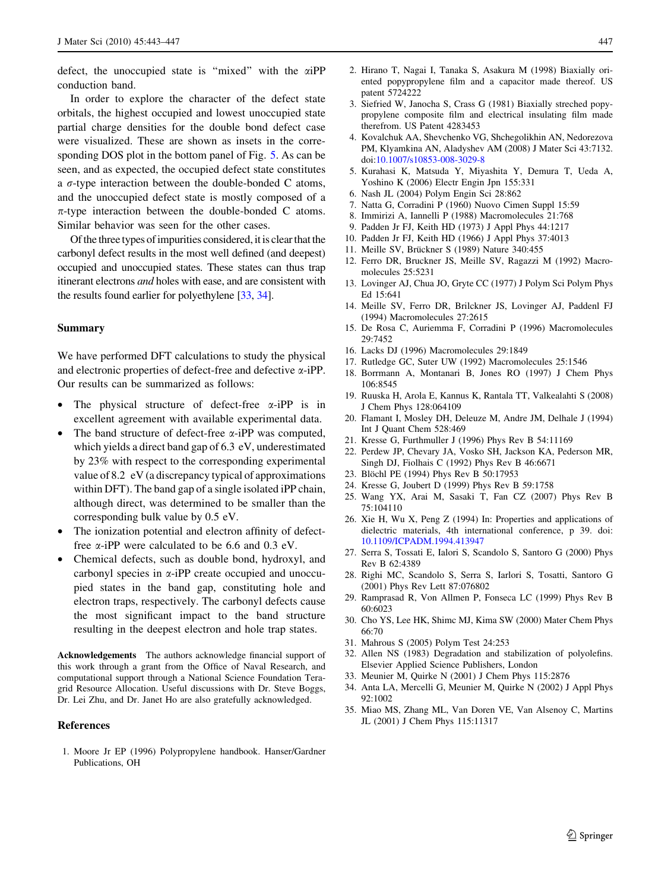defect, the unoccupied state is "mixed" with the αiPP conduction band.

In order to explore the character of the defect state orbitals, the highest occupied and lowest unoccupied state partial charge densities for the double bond defect case were visualized. These are shown as insets in the corresponding DOS plot in the bottom panel of Fig. 5. As can be seen, and as expected, the occupied defect state constitutes a σ-type interaction between the double-bonded C atoms, and the unoccupied defect state is mostly composed of a π-type interaction between the double-bonded C atoms. Similar behavior was seen for the other cases.

Of the three types of impurities considered, it is clear that the carbonyl defect results in the most well defined (and deepest) occupied and unoccupied states. These states can thus trap itinerant electrons *and* holes with ease, and are consistent with the results found earlier for polyethylene [33, 34].

## Summary

We have performed DFT calculations to study the physical and electronic properties of defect-free and defective α-iPP. Our results can be summarized as follows:

- The physical structure of defect-free α-iPP is in excellent agreement with available experimental data.
- The band structure of defect-free α-iPP was computed, which yields a direct band gap of 6.3 eV, underestimated by 23% with respect to the corresponding experimental value of 8.2 eV (a discrepancy typical of approximations within DFT). The band gap of a single isolated iPP chain, although direct, was determined to be smaller than the corresponding bulk value by 0.5 eV.
- The ionization potential and electron affinity of defect-free α-iPP were calculated to be 6.6 and 0.3 eV.
- Chemical defects, such as double bond, hydroxyl, and carbonyl species in α-iPP create occupied and unoccupied states in the band gap, constituting hole and electron traps, respectively. The carbonyl defects cause the most significant impact to the band structure resulting in the deepest electron and hole trap states.

**Acknowledgements** The authors acknowledge financial support of this work through a grant from the Office of Naval Research, and computational support through a National Science Foundation Teragrid Resource Allocation. Useful discussions with Dr. Steve Boggs, Dr. Lei Zhu, and Dr. Janet Ho are also gratefully acknowledged.

## References

1. Moore Jr EP (1996) Polypropylene handbook. Hanser/Gardner Publications, OH
2. Hirano T, Nagai I, Tanaka S, Asakura M (1998) Biaxially oriented popypropylene film and a capacitor made thereof. US patent 5724222
3. Siefried W, Janocha S, Crass G (1981) Biaxially streched popypropylene composite film and electrical insulating film made therefrom. US Patent 4283453
4. Kovalchuk AA, Shevchenko VG, Shchegolikhin AN, Nedorezova PM, Klyamkina AN, Aladyshev AM (2008) J Mater Sci 43:7132. doi:10.1007/s10853-008-3029-8
5. Kurahasi K, Matsuda Y, Miyashita Y, Demura T, Ueda A, Yoshino K (2006) Electr Engin Jpn 155:331
6. Nash JL (2004) Polym Engin Sci 28:862
7. Natta G, Corradini P (1960) Nuovo Cimen Suppl 15:59
8. Immirizi A, Iannelli P (1988) Macromolecules 21:768
9. Padden Jr FJ, Keith HD (1973) J Appl Phys 44:1217
10. Padden Jr FJ, Keith HD (1966) J Appl Phys 37:4013
11. Meille SV, Brückner S (1989) Nature 340:455
12. Ferro DR, Bruckner JS, Meille SV, Ragazzi M (1992) Macromolecules 25:5231
13. Lovinger AJ, Chua JO, Gryte CC (1977) J Polym Sci Polym Phys Ed 15:641
14. Meille SV, Ferro DR, Brilckner JS, Lovinger AJ, Paddenl FJ (1994) Macromolecules 27:2615
15. De Rosa C, Auriemma F, Corradini P (1996) Macromolecules 29:7452
16. Lacks DJ (1996) Macromolecules 29:1849
17. Rutledge GC, Suter UW (1992) Macromolecules 25:1546
18. Borrmann A, Montanari B, Jones RO (1997) J Chem Phys 106:8545
19. Ruuska H, Arola E, Kannus K, Rantala TT, Valkealahti S (2008) J Chem Phys 128:064109
20. Flamant I, Mosley DH, Deleuze M, Andre JM, Delhalle J (1994) Int J Quant Chem 528:469
21. Kresse G, Furthmuller J (1996) Phys Rev B 54:11169
22. Perdew JP, Chevary JA, Vosko SH, Jackson KA, Pederson MR, Singh DJ, Fiolhais C (1992) Phys Rev B 46:6671
23. Blöchl PE (1994) Phys Rev B 50:17953
24. Kresse G, Joubert D (1999) Phys Rev B 59:1758
25. Wang YX, Arai M, Sasaki T, Fan CZ (2007) Phys Rev B 75:104110
26. Xie H, Wu X, Peng Z (1994) In: Properties and applications of dielectric materials, 4th international conference, p 39. doi:10.1109/ICPADM.1994.413947
27. Serra S, Tossati E, Ialori S, Scandolo S, Santoro G (2000) Phys Rev B 62:4389
28. Righi MC, Scandolo S, Serra S, Iarlori S, Tosatti, Santoro G (2001) Phys Rev Lett 87:076802
29. Ramprasad R, Von Allmen P, Fonseca LC (1999) Phys Rev B 60:6023
30. Cho YS, Lee HK, Shimc MJ, Kima SW (2000) Mater Chem Phys 66:70
31. Mahrous S (2005) Polym Test 24:253
32. Allen NS (1983) Degradation and stabilization of polyolefins. Elsevier Applied Science Publishers, London
33. Meunier M, Quirke N (2001) J Chem Phys 115:2876
34. Anta LA, Mercelli G, Meunier M, Quirke N (2002) J Appl Phys 92:1002
35. Miao MS, Zhang ML, Van Doren VE, Van Alsenoy C, Martins JL (2001) J Chem Phys 115:11317